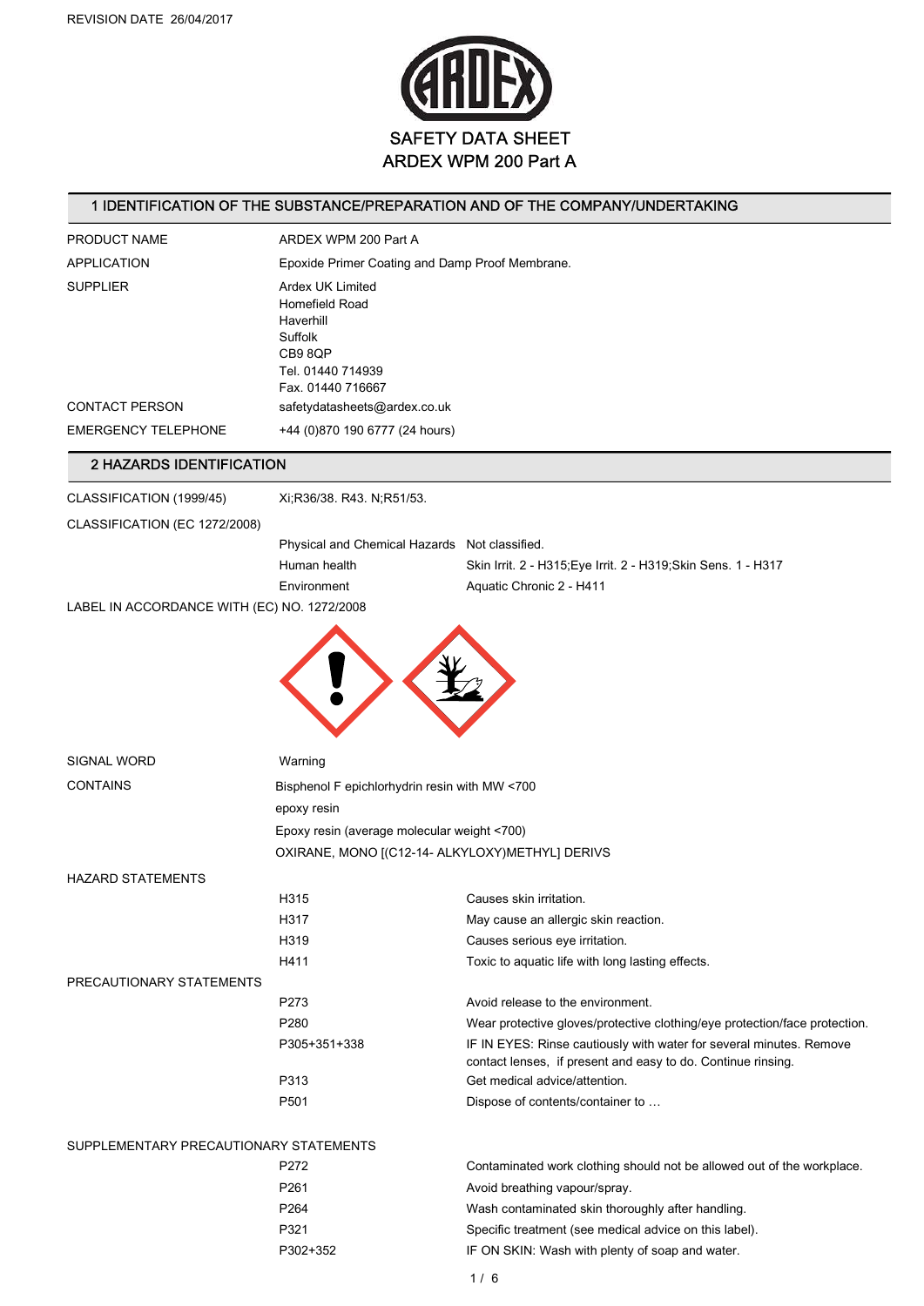REVISION DATE 26/04/2017

# SAFETY DATA SHEET
# ARDEX WPM 200 Part A

## 1 IDENTIFICATION OF THE SUBSTANCE/PREPARATION AND OF THE COMPANY/UNDERTAKING

| | |
|---|---|
| PRODUCT NAME | ARDEX WPM 200 Part A |
| APPLICATION | Epoxide Primer Coating and Damp Proof Membrane. |
| SUPPLIER | Ardex UK Limited<br>Homefield Road<br>Haverhill<br>Suffolk<br>CB9 8QP<br>Tel. 01440 714939<br>Fax. 01440 716667 |
| CONTACT PERSON | safetydatasheets@ardex.co.uk |
| EMERGENCY TELEPHONE | +44 (0)870 190 6777 (24 hours) |

## 2 HAZARDS IDENTIFICATION

CLASSIFICATION (1999/45) Xi;R36/38. R43. N;R51/53.

CLASSIFICATION (EC 1272/2008)

| | |
|---|---|
| Physical and Chemical Hazards | Not classified. |
| Human health | Skin Irrit. 2 - H315;Eye Irrit. 2 - H319;Skin Sens. 1 - H317 |
| Environment | Aquatic Chronic 2 - H411 |

LABEL IN ACCORDANCE WITH (EC) NO. 1272/2008

SIGNAL WORD Warning

CONTAINS
- Bisphenol F epichlorhydrin resin with MW <700
- epoxy resin
- Epoxy resin (average molecular weight <700)
- OXIRANE, MONO [(C12-14- ALKYLOXY)METHYL] DERIVS

HAZARD STATEMENTS

| | |
|---|---|
| H315 | Causes skin irritation. |
| H317 | May cause an allergic skin reaction. |
| H319 | Causes serious eye irritation. |
| H411 | Toxic to aquatic life with long lasting effects. |

PRECAUTIONARY STATEMENTS

| | |
|---|---|
| P273 | Avoid release to the environment. |
| P280 | Wear protective gloves/protective clothing/eye protection/face protection. |
| P305+351+338 | IF IN EYES: Rinse cautiously with water for several minutes. Remove contact lenses, if present and easy to do. Continue rinsing. |
| P313 | Get medical advice/attention. |
| P501 | Dispose of contents/container to … |

SUPPLEMENTARY PRECAUTIONARY STATEMENTS

| | |
|---|---|
| P272 | Contaminated work clothing should not be allowed out of the workplace. |
| P261 | Avoid breathing vapour/spray. |
| P264 | Wash contaminated skin thoroughly after handling. |
| P321 | Specific treatment (see medical advice on this label). |
| P302+352 | IF ON SKIN: Wash with plenty of soap and water. |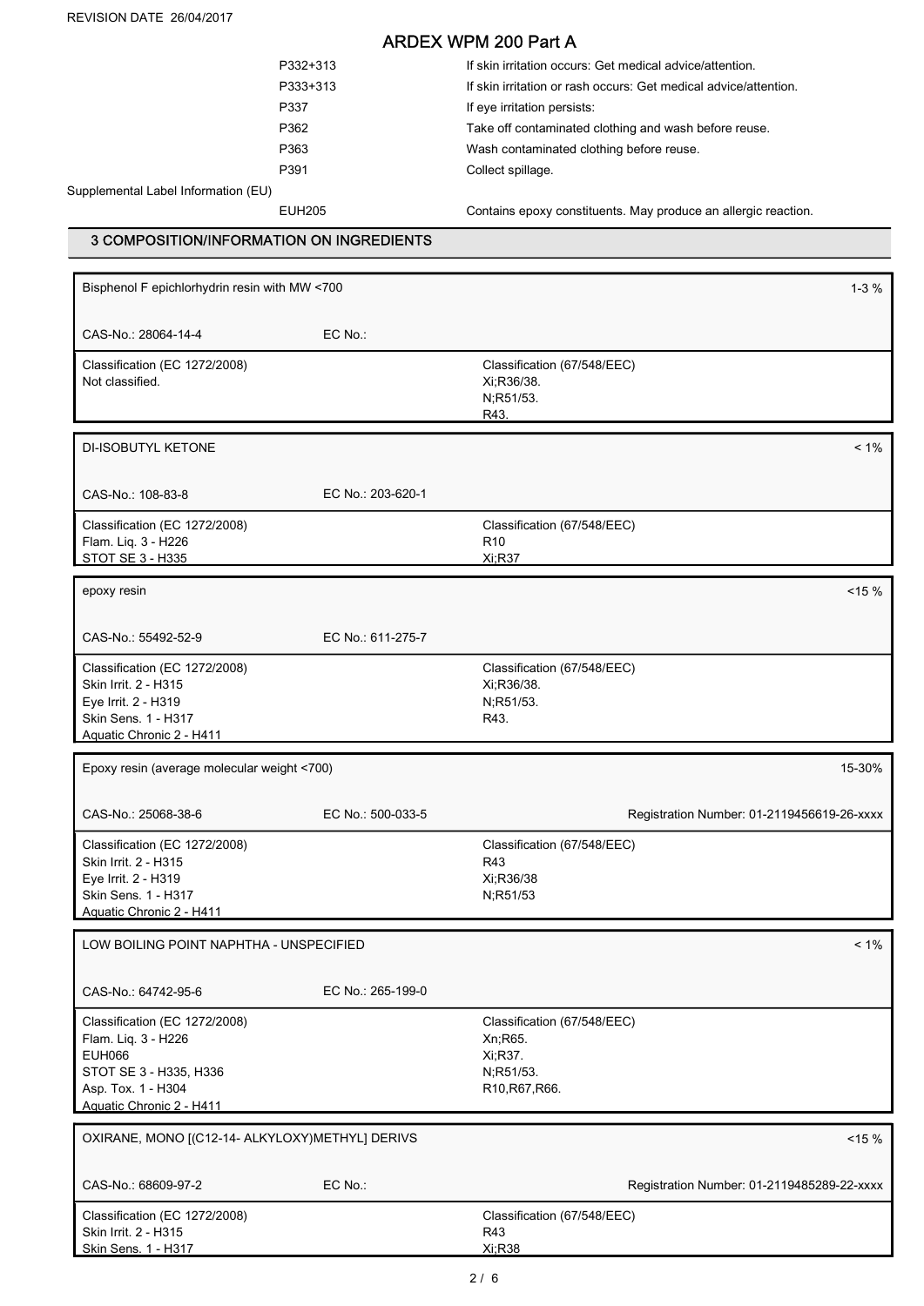| | |
|---|---|
| P332+313 | If skin irritation occurs: Get medical advice/attention. |
| P333+313 | If skin irritation or rash occurs: Get medical advice/attention. |
| P337 | If eye irritation persists: |
| P362 | Take off contaminated clothing and wash before reuse. |
| P363 | Wash contaminated clothing before reuse. |
| P391 | Collect spillage. |

Supplemental Label Information (EU)

| | |
|---|---|
| EUH205 | Contains epoxy constituents. May produce an allergic reaction. |

## 3 COMPOSITION/INFORMATION ON INGREDIENTS

**Bisphenol F epichlorhydrin resin with MW <700** — 1-3 %

CAS-No.: 28064-14-4 | EC No.:

| Classification (EC 1272/2008) | Classification (67/548/EEC) |
|---|---|
| Not classified. | Xi;R36/38.<br>N;R51/53.<br>R43. |

**DI-ISOBUTYL KETONE** — < 1%

CAS-No.: 108-83-8 | EC No.: 203-620-1

| Classification (EC 1272/2008) | Classification (67/548/EEC) |
|---|---|
| Flam. Liq. 3 - H226<br>STOT SE 3 - H335 | R10<br>Xi;R37 |

**epoxy resin** — <15 %

CAS-No.: 55492-52-9 | EC No.: 611-275-7

| Classification (EC 1272/2008) | Classification (67/548/EEC) |
|---|---|
| Skin Irrit. 2 - H315<br>Eye Irrit. 2 - H319<br>Skin Sens. 1 - H317<br>Aquatic Chronic 2 - H411 | Xi;R36/38.<br>N;R51/53.<br>R43. |

**Epoxy resin (average molecular weight <700)** — 15-30%

CAS-No.: 25068-38-6 | EC No.: 500-033-5 | Registration Number: 01-2119456619-26-xxxx

| Classification (EC 1272/2008) | Classification (67/548/EEC) |
|---|---|
| Skin Irrit. 2 - H315<br>Eye Irrit. 2 - H319<br>Skin Sens. 1 - H317<br>Aquatic Chronic 2 - H411 | R43<br>Xi;R36/38<br>N;R51/53 |

**LOW BOILING POINT NAPHTHA - UNSPECIFIED** — < 1%

CAS-No.: 64742-95-6 | EC No.: 265-199-0

| Classification (EC 1272/2008) | Classification (67/548/EEC) |
|---|---|
| Flam. Liq. 3 - H226<br>EUH066<br>STOT SE 3 - H335, H336<br>Asp. Tox. 1 - H304<br>Aquatic Chronic 2 - H411 | Xn;R65.<br>Xi;R37.<br>N;R51/53.<br>R10,R67,R66. |

**OXIRANE, MONO [(C12-14- ALKYLOXY)METHYL] DERIVS** — <15 %

CAS-No.: 68609-97-2 | EC No.: | Registration Number: 01-2119485289-22-xxxx

| Classification (EC 1272/2008) | Classification (67/548/EEC) |
|---|---|
| Skin Irrit. 2 - H315<br>Skin Sens. 1 - H317 | R43<br>Xi;R38 |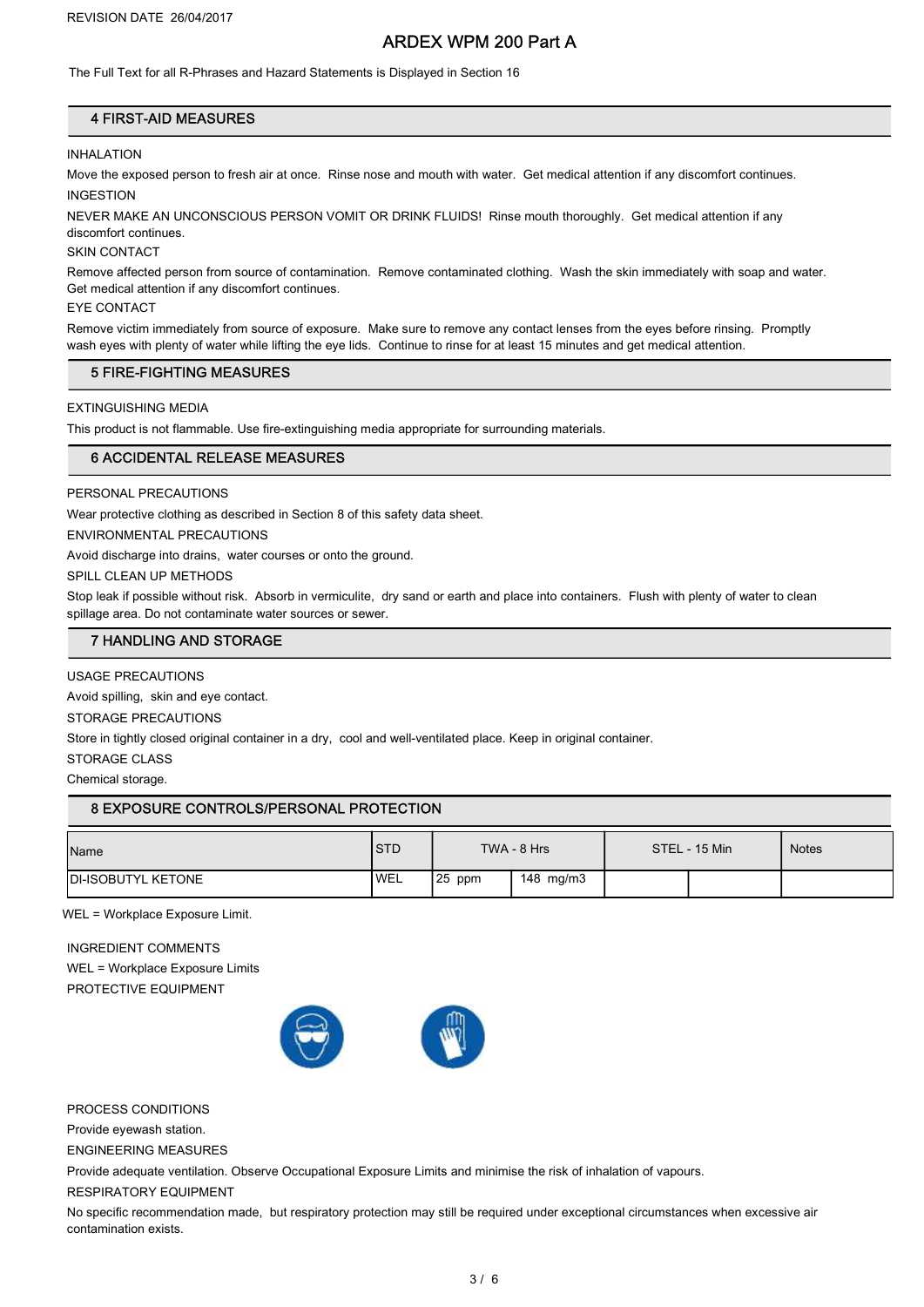REVISION DATE 26/04/2017

# ARDEX WPM 200 Part A

The Full Text for all R-Phrases and Hazard Statements is Displayed in Section 16

## 4 FIRST-AID MEASURES

INHALATION

Move the exposed person to fresh air at once. Rinse nose and mouth with water. Get medical attention if any discomfort continues.

INGESTION

NEVER MAKE AN UNCONSCIOUS PERSON VOMIT OR DRINK FLUIDS! Rinse mouth thoroughly. Get medical attention if any discomfort continues.

SKIN CONTACT

Remove affected person from source of contamination. Remove contaminated clothing. Wash the skin immediately with soap and water. Get medical attention if any discomfort continues.

EYE CONTACT

Remove victim immediately from source of exposure. Make sure to remove any contact lenses from the eyes before rinsing. Promptly wash eyes with plenty of water while lifting the eye lids. Continue to rinse for at least 15 minutes and get medical attention.

## 5 FIRE-FIGHTING MEASURES

EXTINGUISHING MEDIA

This product is not flammable. Use fire-extinguishing media appropriate for surrounding materials.

## 6 ACCIDENTAL RELEASE MEASURES

PERSONAL PRECAUTIONS

Wear protective clothing as described in Section 8 of this safety data sheet.

ENVIRONMENTAL PRECAUTIONS

Avoid discharge into drains, water courses or onto the ground.

SPILL CLEAN UP METHODS

Stop leak if possible without risk. Absorb in vermiculite, dry sand or earth and place into containers. Flush with plenty of water to clean spillage area. Do not contaminate water sources or sewer.

## 7 HANDLING AND STORAGE

USAGE PRECAUTIONS

Avoid spilling, skin and eye contact.

STORAGE PRECAUTIONS

Store in tightly closed original container in a dry, cool and well-ventilated place. Keep in original container.

STORAGE CLASS

Chemical storage.

## 8 EXPOSURE CONTROLS/PERSONAL PROTECTION

| Name | STD | TWA - 8 Hrs | | STEL - 15 Min | | Notes |
|---|---|---|---|---|---|---|
| DI-ISOBUTYL KETONE | WEL | 25 ppm | 148 mg/m3 | | | |

WEL = Workplace Exposure Limit.

INGREDIENT COMMENTS

WEL = Workplace Exposure Limits

PROTECTIVE EQUIPMENT

PROCESS CONDITIONS

Provide eyewash station.

ENGINEERING MEASURES

Provide adequate ventilation. Observe Occupational Exposure Limits and minimise the risk of inhalation of vapours.

RESPIRATORY EQUIPMENT

No specific recommendation made, but respiratory protection may still be required under exceptional circumstances when excessive air contamination exists.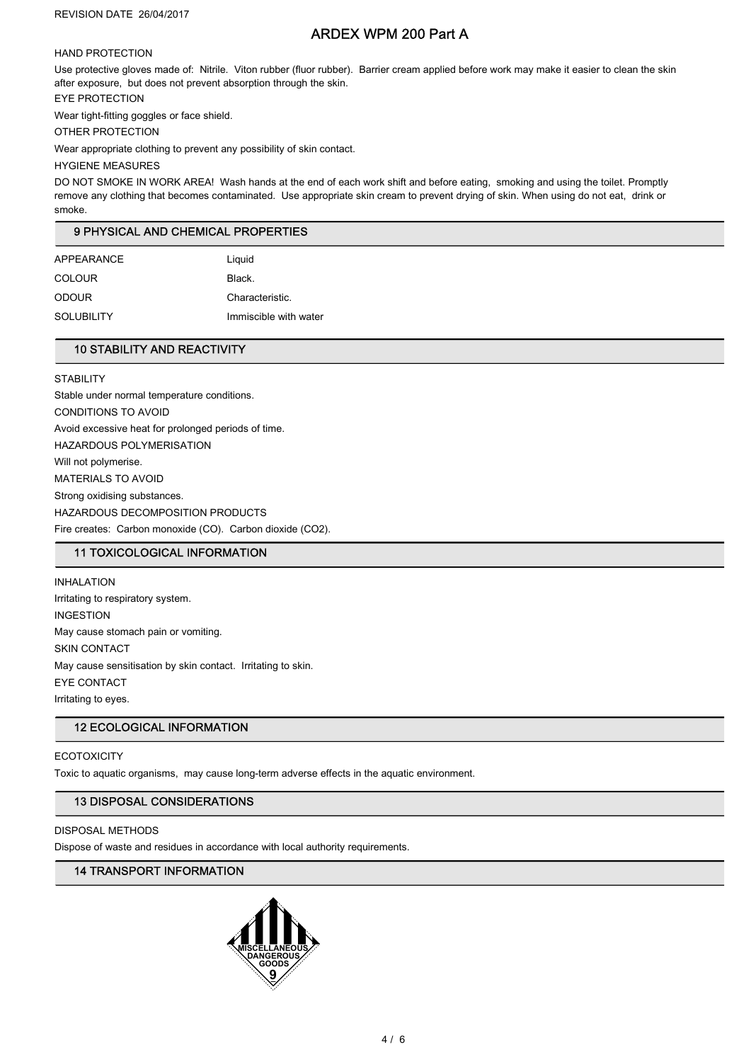HAND PROTECTION

Use protective gloves made of: Nitrile. Viton rubber (fluor rubber). Barrier cream applied before work may make it easier to clean the skin after exposure, but does not prevent absorption through the skin.

EYE PROTECTION

Wear tight-fitting goggles or face shield.

OTHER PROTECTION

Wear appropriate clothing to prevent any possibility of skin contact.

HYGIENE MEASURES

DO NOT SMOKE IN WORK AREA! Wash hands at the end of each work shift and before eating, smoking and using the toilet. Promptly remove any clothing that becomes contaminated. Use appropriate skin cream to prevent drying of skin. When using do not eat, drink or smoke.

## 9 PHYSICAL AND CHEMICAL PROPERTIES

| | |
|---|---|
| APPEARANCE | Liquid |
| COLOUR | Black. |
| ODOUR | Characteristic. |
| SOLUBILITY | Immiscible with water |

## 10 STABILITY AND REACTIVITY

STABILITY

Stable under normal temperature conditions.

CONDITIONS TO AVOID

Avoid excessive heat for prolonged periods of time.

HAZARDOUS POLYMERISATION

Will not polymerise.

MATERIALS TO AVOID

Strong oxidising substances.

HAZARDOUS DECOMPOSITION PRODUCTS

Fire creates: Carbon monoxide (CO). Carbon dioxide ($CO_2$).

## 11 TOXICOLOGICAL INFORMATION

INHALATION

Irritating to respiratory system.

INGESTION

May cause stomach pain or vomiting.

SKIN CONTACT

May cause sensitisation by skin contact. Irritating to skin.

EYE CONTACT

Irritating to eyes.

## 12 ECOLOGICAL INFORMATION

ECOTOXICITY

Toxic to aquatic organisms, may cause long-term adverse effects in the aquatic environment.

## 13 DISPOSAL CONSIDERATIONS

DISPOSAL METHODS

Dispose of waste and residues in accordance with local authority requirements.

## 14 TRANSPORT INFORMATION

MISCELLANEOUS DANGEROUS GOODS 9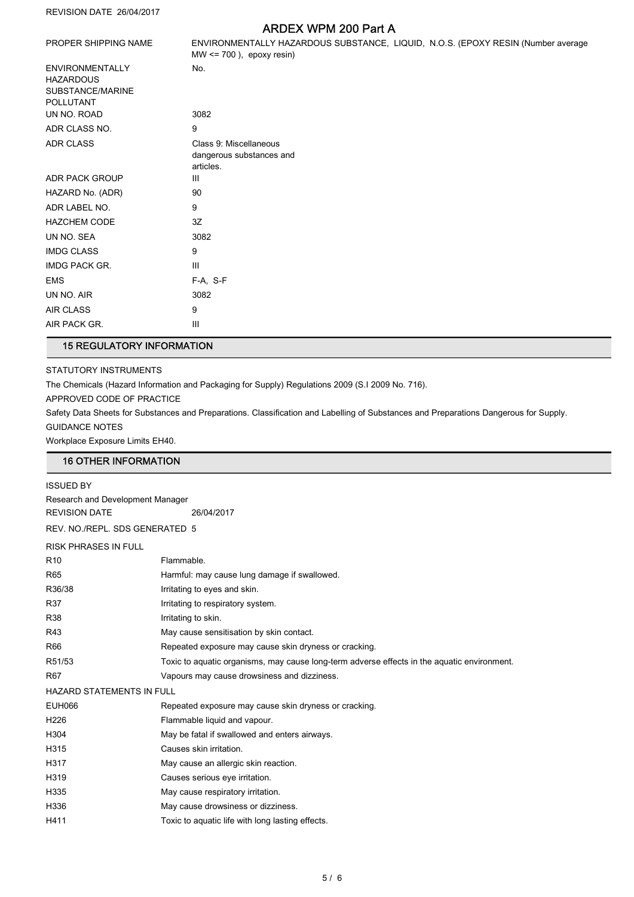| | |
|---|---|
| PROPER SHIPPING NAME | ENVIRONMENTALLY HAZARDOUS SUBSTANCE, LIQUID, N.O.S. (EPOXY RESIN (Number average MW <= 700 ), epoxy resin) |
| ENVIRONMENTALLY HAZARDOUS SUBSTANCE/MARINE POLLUTANT | No. |
| UN NO. ROAD | 3082 |
| ADR CLASS NO. | 9 |
| ADR CLASS | Class 9: Miscellaneous dangerous substances and articles. |
| ADR PACK GROUP | III |
| HAZARD No. (ADR) | 90 |
| ADR LABEL NO. | 9 |
| HAZCHEM CODE | 3Z |
| UN NO. SEA | 3082 |
| IMDG CLASS | 9 |
| IMDG PACK GR. | III |
| EMS | F-A, S-F |
| UN NO. AIR | 3082 |
| AIR CLASS | 9 |
| AIR PACK GR. | III |

## 15 REGULATORY INFORMATION

STATUTORY INSTRUMENTS

The Chemicals (Hazard Information and Packaging for Supply) Regulations 2009 (S.I 2009 No. 716).

APPROVED CODE OF PRACTICE

Safety Data Sheets for Substances and Preparations. Classification and Labelling of Substances and Preparations Dangerous for Supply.

GUIDANCE NOTES

Workplace Exposure Limits EH40.

## 16 OTHER INFORMATION

ISSUED BY

Research and Development Manager

REVISION DATE 26/04/2017

REV. NO./REPL. SDS GENERATED 5

RISK PHRASES IN FULL

| | |
|---|---|
| R10 | Flammable. |
| R65 | Harmful: may cause lung damage if swallowed. |
| R36/38 | Irritating to eyes and skin. |
| R37 | Irritating to respiratory system. |
| R38 | Irritating to skin. |
| R43 | May cause sensitisation by skin contact. |
| R66 | Repeated exposure may cause skin dryness or cracking. |
| R51/53 | Toxic to aquatic organisms, may cause long-term adverse effects in the aquatic environment. |
| R67 | Vapours may cause drowsiness and dizziness. |

HAZARD STATEMENTS IN FULL

| | |
|---|---|
| EUH066 | Repeated exposure may cause skin dryness or cracking. |
| H226 | Flammable liquid and vapour. |
| H304 | May be fatal if swallowed and enters airways. |
| H315 | Causes skin irritation. |
| H317 | May cause an allergic skin reaction. |
| H319 | Causes serious eye irritation. |
| H335 | May cause respiratory irritation. |
| H336 | May cause drowsiness or dizziness. |
| H411 | Toxic to aquatic life with long lasting effects. |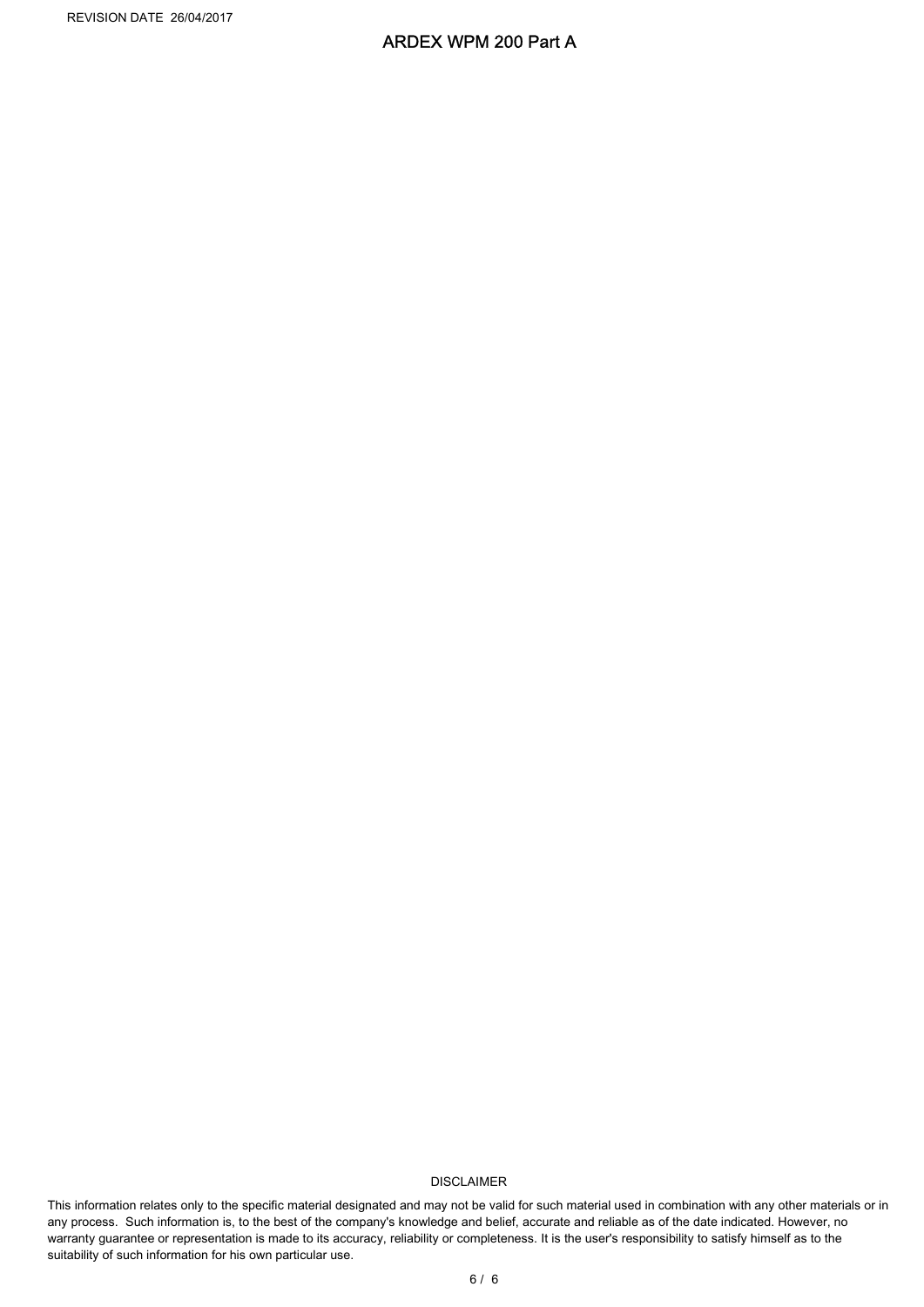DISCLAIMER

This information relates only to the specific material designated and may not be valid for such material used in combination with any other materials or in any process. Such information is, to the best of the company's knowledge and belief, accurate and reliable as of the date indicated. However, no warranty guarantee or representation is made to its accuracy, reliability or completeness. It is the user's responsibility to satisfy himself as to the suitability of such information for his own particular use.